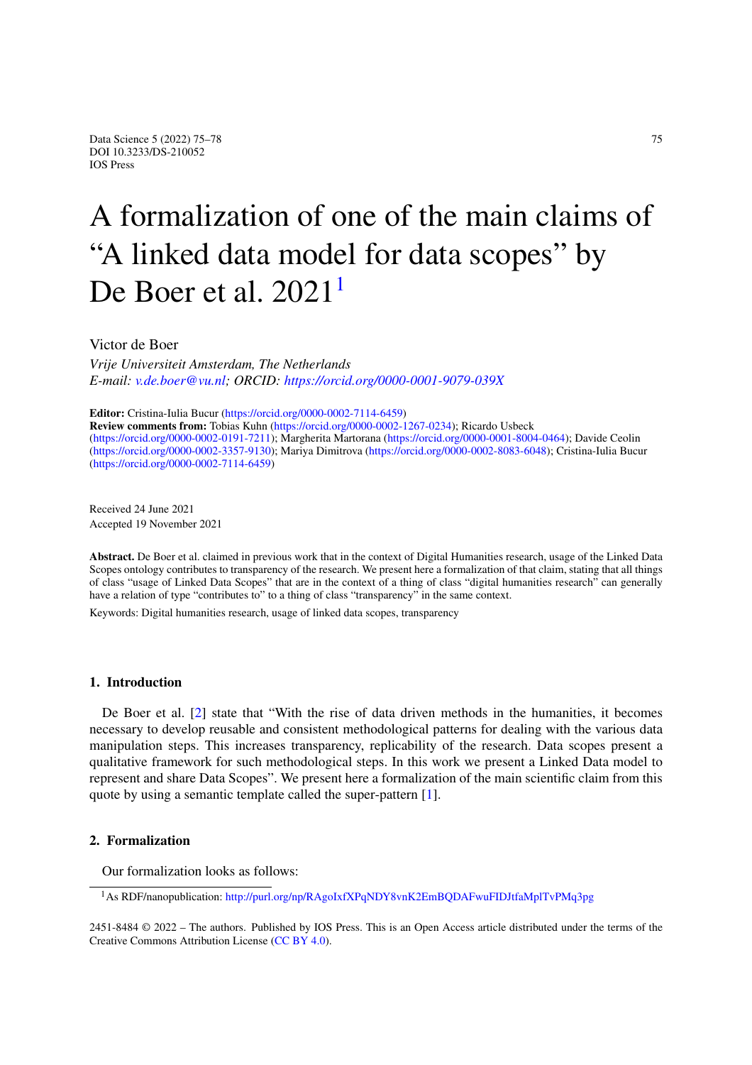# A formalization of one of the main claims of "A linked data model for data scopes" by De Boer et al. 2021[1]

Victor de Boer

*Vrije Universiteit Amsterdam, The Netherlands*
*E-mail: v.de.boer@vu.nl; ORCID: https://orcid.org/0000-0001-9079-039X*

**Editor:** Cristina-Iulia Bucur (https://orcid.org/0000-0002-7114-6459)
**Review comments from:** Tobias Kuhn (https://orcid.org/0000-0002-1267-0234); Ricardo Usbeck (https://orcid.org/0000-0002-0191-7211); Margherita Martorana (https://orcid.org/0000-0001-8004-0464); Davide Ceolin (https://orcid.org/0000-0002-3357-9130); Mariya Dimitrova (https://orcid.org/0000-0002-8083-6048); Cristina-Iulia Bucur (https://orcid.org/0000-0002-7114-6459)

Received 24 June 2021
Accepted 19 November 2021

**Abstract.** De Boer et al. claimed in previous work that in the context of Digital Humanities research, usage of the Linked Data Scopes ontology contributes to transparency of the research. We present here a formalization of that claim, stating that all things of class "usage of Linked Data Scopes" that are in the context of a thing of class "digital humanities research" can generally have a relation of type "contributes to" to a thing of class "transparency" in the same context.

Keywords: Digital humanities research, usage of linked data scopes, transparency

## 1. Introduction

De Boer et al. [2] state that "With the rise of data driven methods in the humanities, it becomes necessary to develop reusable and consistent methodological patterns for dealing with the various data manipulation steps. This increases transparency, replicability of the research. Data scopes present a qualitative framework for such methodological steps. In this work we present a Linked Data model to represent and share Data Scopes". We present here a formalization of the main scientific claim from this quote by using a semantic template called the super-pattern [1].

## 2. Formalization

Our formalization looks as follows:

[1] As RDF/nanopublication: http://purl.org/np/RAgoIxfXPqNDY8vnK2EmBQDAFwuFIDJtfaMplTvPMq3pg

2451-8484 © 2022 – The authors. Published by IOS Press. This is an Open Access article distributed under the terms of the Creative Commons Attribution License (CC BY 4.0).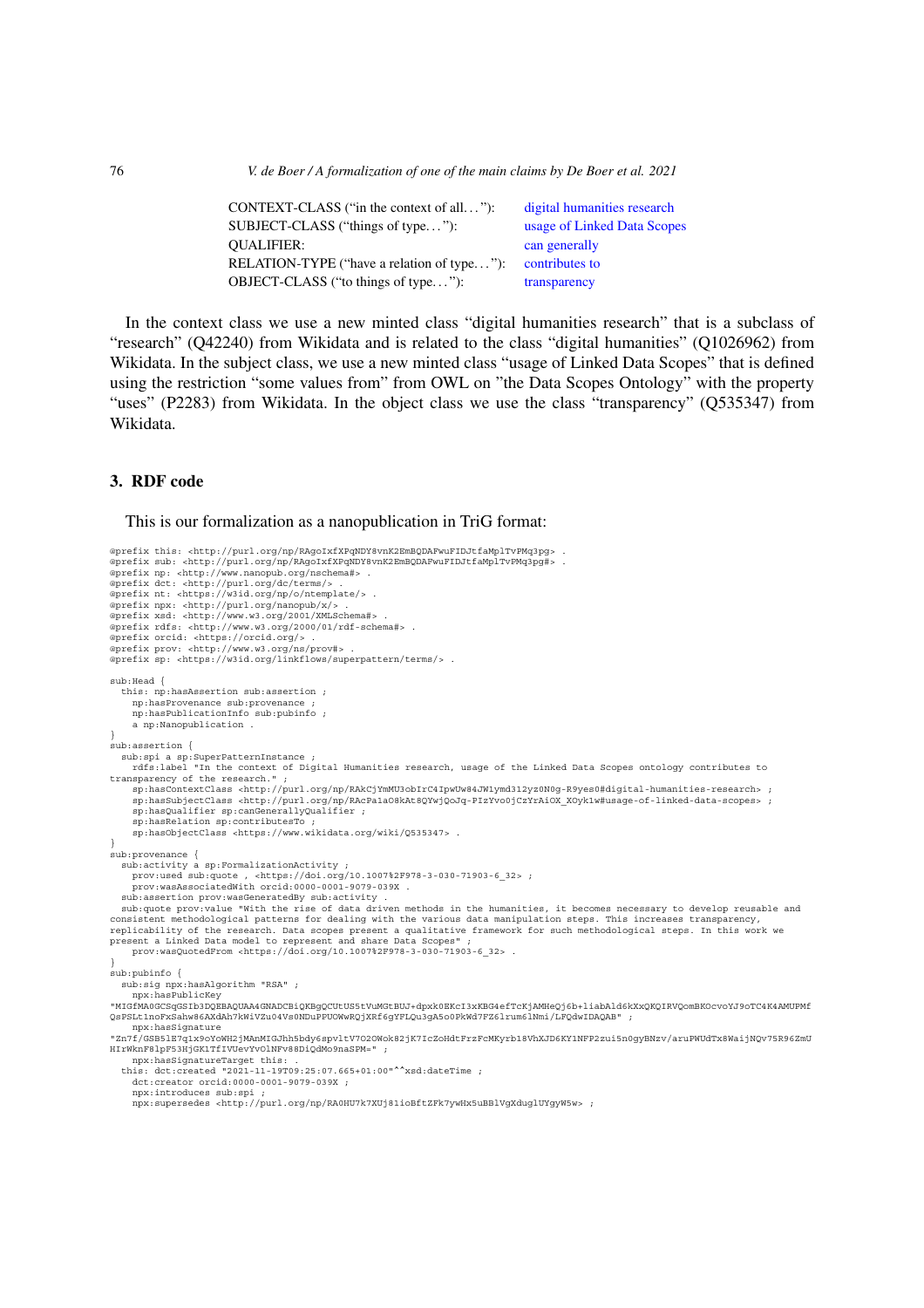| | |
|---|---|
| CONTEXT-CLASS ("in the context of all..."): | digital humanities research |
| SUBJECT-CLASS ("things of type..."): | usage of Linked Data Scopes |
| QUALIFIER: | can generally |
| RELATION-TYPE ("have a relation of type..."): | contributes to |
| OBJECT-CLASS ("to things of type..."): | transparency |

In the context class we use a new minted class "digital humanities research" that is a subclass of "research" (Q42240) from Wikidata and is related to the class "digital humanities" (Q1026962) from Wikidata. In the subject class, we use a new minted class "usage of Linked Data Scopes" that is defined using the restriction "some values from" from OWL on "the Data Scopes Ontology" with the property "uses" (P2283) from Wikidata. In the object class we use the class "transparency" (Q535347) from Wikidata.

## 3. RDF code

This is our formalization as a nanopublication in TriG format:

```
@prefix this: <http://purl.org/np/RAgoIxfXPqNDY8vnK2EmBQDAFwuFIDJtfaMplTvPMq3pg> .
@prefix sub: <http://purl.org/np/RAgoIxfXPqNDY8vnK2EmBQDAFwuFIDJtfaMplTvPMq3pg#> .
@prefix np: <http://www.nanopub.org/nschema#> .
@prefix dct: <http://purl.org/dc/terms/> .
@prefix nt: <https://w3id.org/np/o/ntemplate/> .
@prefix npx: <http://purl.org/nanopub/x/> .
@prefix xsd: <http://www.w3.org/2001/XMLSchema#> .
@prefix rdfs: <http://www.w3.org/2000/01/rdf-schema#> .
@prefix orcid: <https://orcid.org/> .
@prefix prov: <http://www.w3.org/ns/prov#> .
@prefix sp: <https://w3id.org/linkflows/superpattern/terms/> .

sub:Head {
  this: np:hasAssertion sub:assertion ;
    np:hasProvenance sub:provenance ;
    np:hasPublicationInfo sub:pubinfo ;
    a np:Nanopublication .
}
sub:assertion {
  sub:spi a sp:SuperPatternInstance ;
    rdfs:label "In the context of Digital Humanities research, usage of the Linked Data Scopes ontology contributes to
transparency of the research." ;
    sp:hasContextClass <http://purl.org/np/RAkCjYmMU3obIrC4IpwUw84JW1ymd312yz0N0g-R9yes0#digital-humanities-research> ;
    sp:hasSubjectClass <http://purl.org/np/RAcPa1aO8kAt8QYwjQoJq-PIzYvo0jCzYrAiOX_XOyk1w#usage-of-linked-data-scopes> ;
    sp:hasQualifier sp:canGenerallyQualifier ;
    sp:hasRelation sp:contributesTo ;
    sp:hasObjectClass <https://www.wikidata.org/wiki/Q535347> .
}
sub:provenance {
  sub:activity a sp:FormalizationActivity ;
    prov:used sub:quote , <https://doi.org/10.1007%2F978-3-030-71903-6_32> ;
    prov:wasAssociatedWith orcid:0000-0001-9079-039X .
  sub:assertion prov:wasGeneratedBy sub:activity .
  sub:quote prov:value "With the rise of data driven methods in the humanities, it becomes necessary to develop reusable and
consistent methodological patterns for dealing with the various data manipulation steps. This increases transparency,
replicability of the research. Data scopes present a qualitative framework for such methodological steps. In this work we
present a Linked Data model to represent and share Data Scopes" ;
    prov:wasQuotedFrom <https://doi.org/10.1007%2F978-3-030-71903-6_32> .
}
sub:pubinfo {
  sub:sig npx:hasAlgorithm "RSA" ;
    npx:hasPublicKey
"MIGfMA0GCSqGSIb3DQEBAQUAA4GNADCBiQKBgQCUtUS5tVuMGtBUJ+dpxk0EKcI3xKBG4efTcKjAMHeQj6b+1iabAld6kXxQKQIRVQomBKOcvoYJ9oTC4K4AMUPMf
QsPSLt1noFxSahw86AXdAh7kWiVZu04Vs0NDuPPUOWwRQjXRf6gYFLQu3gA5o0PkWd7FZ61rum6lNmi/LFQdwIDAQAB" ;
    npx:hasSignature
"Zn7f/GSB5lE7q1x9oYoWH2jMAnMIGJhh5bdy6spvltV7O2OWok82jK7IcZoHdtFrzFcMKyrb18VhXJD6KY1NFP2zui5n0gyBNzv/aruPWUdTx8WaijNQv75R96ZmU
HIrWknF8lpF53HjGK1TfIVUevYvOlNFv88DiQdMo9naSPM=" ;
    npx:hasSignatureTarget this: .
  this: dct:created "2021-11-19T09:25:07.665+01:00"^^xsd:dateTime ;
    dct:creator orcid:0000-0001-9079-039X ;
    npx:introduces sub:spi ;
    npx:supersedes <http://purl.org/np/RA0HU7k7XUj81ioBftZFk7ywHx5uBBlVgXduglUYgyW5w> ;
```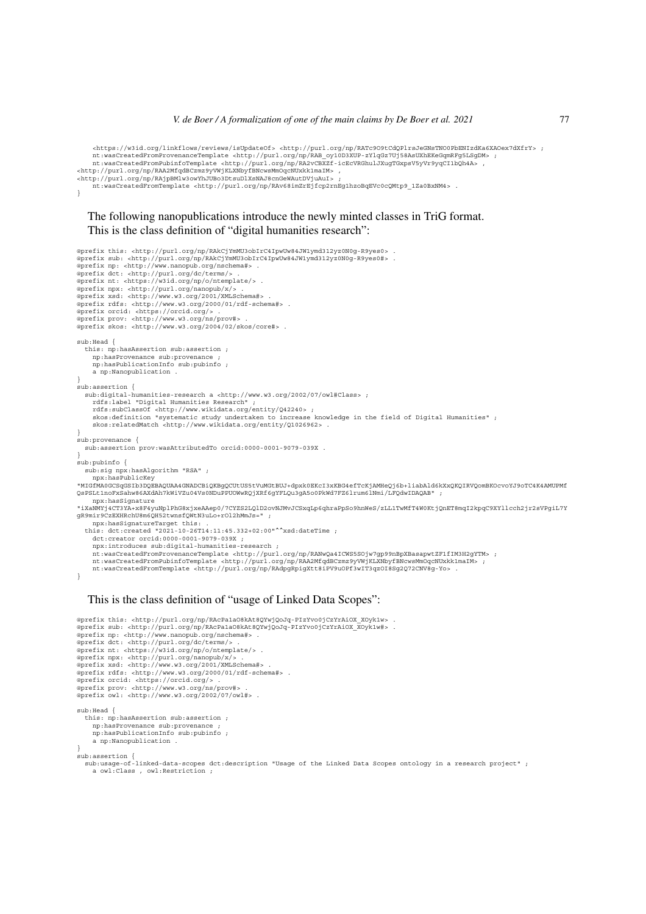```
    <https://w3id.org/linkflows/reviews/isUpdateOf> <http://purl.org/np/RATc9O9tCdQPlrsJeGNsTNO0PbENIzdKa6XAOex7dXfrY> ;
    nt:wasCreatedFromProvenanceTemplate <http://purl.org/np/RAB_oy10D3XUP-zYlqGz7Uj58AsUXhEKeGqmRFg5LSgDM> ;
    nt:wasCreatedFromPubinfoTemplate <http://purl.org/np/RA2vCBXZf-icEcVRGhulJXugTGxpsV5yVr9yqCI1bQh4A> ,
<http://purl.org/np/RAA2MfqdBCzmz9yVWjKLXNbyfBNcwsMmOqcNUxkk1maIM> ,
<http://purl.org/np/RAjpBMlw3owYhJUBo3DtsuDlXsNAJ8cnGeWAutDVjuAuI> ;
    nt:wasCreatedFromTemplate <http://purl.org/np/RAv68imZrEjfcp2rnEg1hzoBqEVc0cQMtp9_1Za0BxNM4> .
}
```

The following nanopublications introduce the newly minted classes in TriG format. This is the class definition of "digital humanities research":

```
@prefix this: <http://purl.org/np/RAkCjYmMU3obIrC4IpwUw84JW1ymd312yz0N0g-R9yes0> .
@prefix sub: <http://purl.org/np/RAkCjYmMU3obIrC4IpwUw84JW1ymd312yz0N0g-R9yes0#> .
@prefix np: <http://www.nanopub.org/nschema#> .
@prefix dct: <http://purl.org/dc/terms/> .
@prefix nt: <https://w3id.org/np/o/ntemplate/> .
@prefix npx: <http://purl.org/nanopub/x/> .
@prefix xsd: <http://www.w3.org/2001/XMLSchema#> .
@prefix rdfs: <http://www.w3.org/2000/01/rdf-schema#> .
@prefix orcid: <https://orcid.org/> .
@prefix prov: <http://www.w3.org/ns/prov#> .
@prefix skos: <http://www.w3.org/2004/02/skos/core#> .

sub:Head {
  this: np:hasAssertion sub:assertion ;
    np:hasProvenance sub:provenance ;
    np:hasPublicationInfo sub:pubinfo ;
    a np:Nanopublication .
}
sub:assertion {
  sub:digital-humanities-research a <http://www.w3.org/2002/07/owl#Class> ;
    rdfs:label "Digital Humanities Research" ;
    rdfs:subClassOf <http://www.wikidata.org/entity/Q42240> ;
    skos:definition "systematic study undertaken to increase knowledge in the field of Digital Humanities" ;
    skos:relatedMatch <http://www.wikidata.org/entity/Q1026962> .
}
sub:provenance {
  sub:assertion prov:wasAttributedTo orcid:0000-0001-9079-039X .
}
sub:pubinfo {
  sub:sig npx:hasAlgorithm "RSA" ;
    npx:hasPublicKey
"MIGfMA0GCSqGSIb3DQEBAQUAA4GNADCBiQKBgQCUtUS5tVuMGtBUJ+dpxk0EKcI3xKBG4efTcKjAMHeQj6b+liabAld6kXxQKIRVQomBKOcvoYJ9oTC4K4AMUPMf
QsPSLt1noFxSahw86AXdAh7kWiVZu04Vs0NDuPPUOWwRQjXRf6gYFLQu3gA5o0PkWd7FZ6lrum6lNmi/LFQdwIDAQAB" ;
    npx:hasSignature
"iXaNMYj4CT3YA+x8F4yuNplPhG8xjxeAAep0/7CYZS2LQlD2ovNJMvJCSxqLp6qhraPpSo9hnWeS/zLL1TwMfT4W0KtjQnET8mqI2kpqC9XYllcch2jr2sVPgiL7Y
gR9mir9CzEXHRchU8m6QH52twnsfQWtN3uLo+rOl2hMmJs=" ;
    npx:hasSignatureTarget this: .
  this: dct:created "2021-10-26T14:11:45.332+02:00"^^xsd:dateTime ;
    dct:creator orcid:0000-0001-9079-039X ;
    npx:introduces sub:digital-humanities-research ;
    nt:wasCreatedFromProvenanceTemplate <http://purl.org/np/RANwQa4ICWS5SOjw27gp99nBpXBasapwtZF1fIM3H2gYTM> ;
    nt:wasCreatedFromPubinfoTemplate <http://purl.org/np/RAA2MfqdBCzmz9yVWjKLXNbyfBNcwsMmOqcNUxkk1maIM> ;
    nt:wasCreatedFromTemplate <http://purl.org/np/RAdpgRpigXtt8iPV9uOPf3wIT3qzOI8Sg2Q72CNV8g-Yo> .
}
```

This is the class definition of "usage of Linked Data Scopes":

```
@prefix this: <http://purl.org/np/RAcPa1aO8kAt8QYwjQoJq-PIzYvo0jCzYrAiOX_XOyk1w> .
@prefix sub: <http://purl.org/np/RAcPa1aO8kAt8QYwjQoJq-PIzYvo0jCzYrAiOX_XOyk1w#> .
@prefix np: <http://www.nanopub.org/nschema#> .
@prefix dct: <http://purl.org/dc/terms/> .
@prefix nt: <https://w3id.org/np/o/ntemplate/> .
@prefix npx: <http://purl.org/nanopub/x/> .
@prefix xsd: <http://www.w3.org/2001/XMLSchema#> .
@prefix rdfs: <http://www.w3.org/2000/01/rdf-schema#> .
@prefix orcid: <https://orcid.org/> .
@prefix prov: <http://www.w3.org/ns/prov#> .
@prefix owl: <http://www.w3.org/2002/07/owl#> .

sub:Head {
  this: np:hasAssertion sub:assertion ;
    np:hasProvenance sub:provenance ;
    np:hasPublicationInfo sub:pubinfo ;
    a np:Nanopublication .
}
sub:assertion {
  sub:usage-of-linked-data-scopes dct:description "Usage of the Linked Data Scopes ontology in a research project" ;
    a owl:Class , owl:Restriction ;
```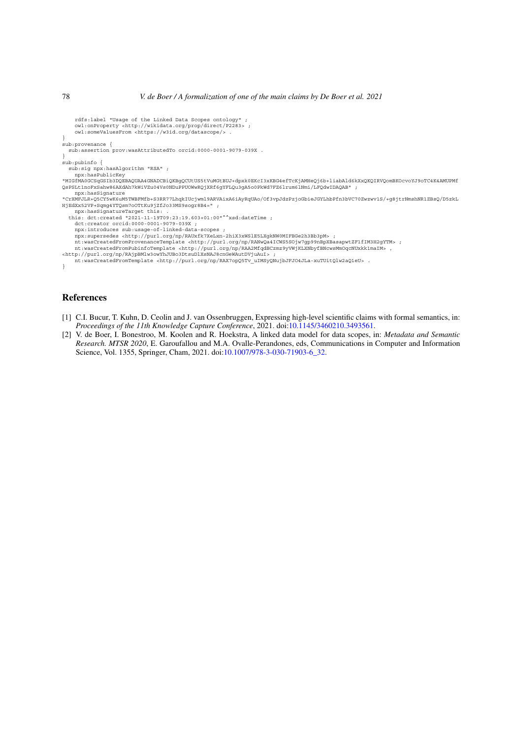```
    rdfs:label "Usage of the Linked Data Scopes ontology" ;
    owl:onProperty <http://wikidata.org/prop/direct/P2283> ;
    owl:someValuesFrom <https://w3id.org/datascope/> .
}
sub:provenance {
  sub:assertion prov:wasAttributedTo orcid:0000-0001-9079-039X .
}
sub:pubinfo {
  sub:sig npx:hasAlgorithm "RSA" ;
    npx:hasPublicKey
"MIGfMA0GCSqGSIb3DQEBAQUAA4GNADCBiQKBgQCUtUS5tVuMGtBUJ+dpxk0EKcI3xKBG4efTcKjAMHeQj6b+liabAld6kXxQKQIRVQomBKOcvoYJ9oTC4K4AMUPMf
QsPSLt1noFxSahw86AXdAh7kWiVZu04Vs0NDuPPUOWwRQjXRf6gYFLQu3gA5o0PkWd7FZ6lrum6lNmi/LFQdwIDAQAB" ;
    npx:hasSignature
"CrXMFJLR+Q5CY5wK6uM5TWBFMfb+S3RR77LhqkIUcjwml9ARVAixA6iAyRqUAo/Of3vpJdzPzjoGbieJGYLhbPfn3bVC70Zwzwv1S/+g8jtrNmshNR1ZBsQ/D5zkL
HjEdXx52VP+Sqmg4YTQsm7oOTtKu9jZfJo33MS9sogr8B4=" ;
    npx:hasSignatureTarget this: .
  this: dct:created "2021-11-19T09:23:19.603+01:00"^^xsd:dateTime ;
    dct:creator orcid:0000-0001-9079-039X ;
    npx:introduces sub:usage-of-linked-data-scopes ;
    npx:supersedes <http://purl.org/np/RAUxfk7XeLxn-2hiX3xWSlE5LXgkNW0MIFBGe2h3Bb3pM> ;
    nt:wasCreatedFromProvenanceTemplate <http://purl.org/np/RANwQa4ICWS5SOjw7gp99nBpXBasapwtZF1fIM3H2gYTM> ;
    nt:wasCreatedFromPubinfoTemplate <http://purl.org/np/RAA2MfqdBCzmz9yVWjKLXNbyfBNcwsMmOqcNUxkk1maIM> ,
<http://purl.org/np/RAjpBMlw3owYhJUBo3DtsuDlXsNAJ8cnGeWAutDVjuAuI> ;
    nt:wasCreatedFromTemplate <http://purl.org/np/RAX7opQ5Tv_uIMSyQNujbJFJO4JLa-xuTUitQlw2aQ1eU> .
}
```

## References

[1] C.I. Bucur, T. Kuhn, D. Ceolin and J. van Ossenbruggen, Expressing high-level scientific claims with formal semantics, in: *Proceedings of the 11th Knowledge Capture Conference*, 2021. doi:10.1145/3460210.3493561.

[2] V. de Boer, I. Bonestroo, M. Koolen and R. Hoekstra, A linked data model for data scopes, in: *Metadata and Semantic Research. MTSR 2020*, E. Garoufallou and M.A. Ovalle-Perandones, eds, Communications in Computer and Information Science, Vol. 1355, Springer, Cham, 2021. doi:10.1007/978-3-030-71903-6_32.